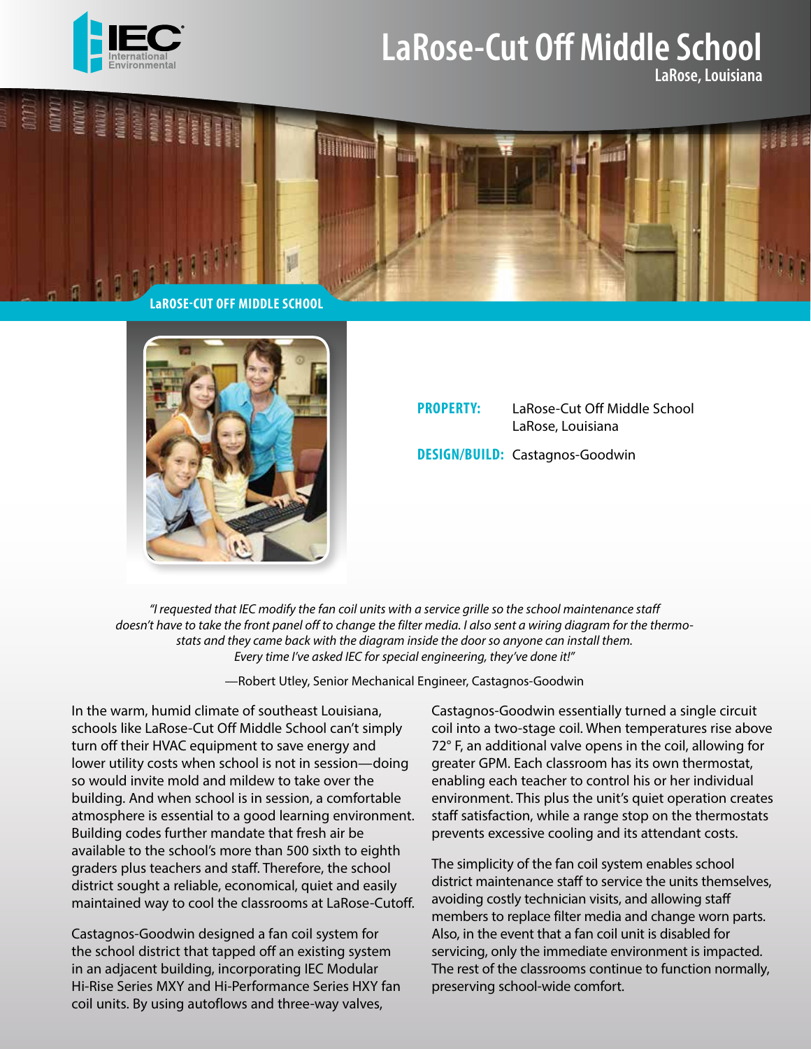# LaRose-Cut Off Middle School

LaRose, Louisiana

LaROSE-CUT OFF MIDDLE SCHOOL

**PROPERTY:** LaRose-Cut Off Middle School
LaRose, Louisiana

**DESIGN/BUILD:** Castagnos-Goodwin

*"I requested that IEC modify the fan coil units with a service grille so the school maintenance staff doesn't have to take the front panel off to change the filter media. I also sent a wiring diagram for the thermostats and they came back with the diagram inside the door so anyone can install them. Every time I've asked IEC for special engineering, they've done it!"*

—Robert Utley, Senior Mechanical Engineer, Castagnos-Goodwin

In the warm, humid climate of southeast Louisiana, schools like LaRose-Cut Off Middle School can't simply turn off their HVAC equipment to save energy and lower utility costs when school is not in session—doing so would invite mold and mildew to take over the building. And when school is in session, a comfortable atmosphere is essential to a good learning environment. Building codes further mandate that fresh air be available to the school's more than 500 sixth to eighth graders plus teachers and staff. Therefore, the school district sought a reliable, economical, quiet and easily maintained way to cool the classrooms at LaRose-Cutoff.

Castagnos-Goodwin designed a fan coil system for the school district that tapped off an existing system in an adjacent building, incorporating IEC Modular Hi-Rise Series MXY and Hi-Performance Series HXY fan coil units. By using autoflows and three-way valves, Castagnos-Goodwin essentially turned a single circuit coil into a two-stage coil. When temperatures rise above 72° F, an additional valve opens in the coil, allowing for greater GPM. Each classroom has its own thermostat, enabling each teacher to control his or her individual environment. This plus the unit's quiet operation creates staff satisfaction, while a range stop on the thermostats prevents excessive cooling and its attendant costs.

The simplicity of the fan coil system enables school district maintenance staff to service the units themselves, avoiding costly technician visits, and allowing staff members to replace filter media and change worn parts. Also, in the event that a fan coil unit is disabled for servicing, only the immediate environment is impacted. The rest of the classrooms continue to function normally, preserving school-wide comfort.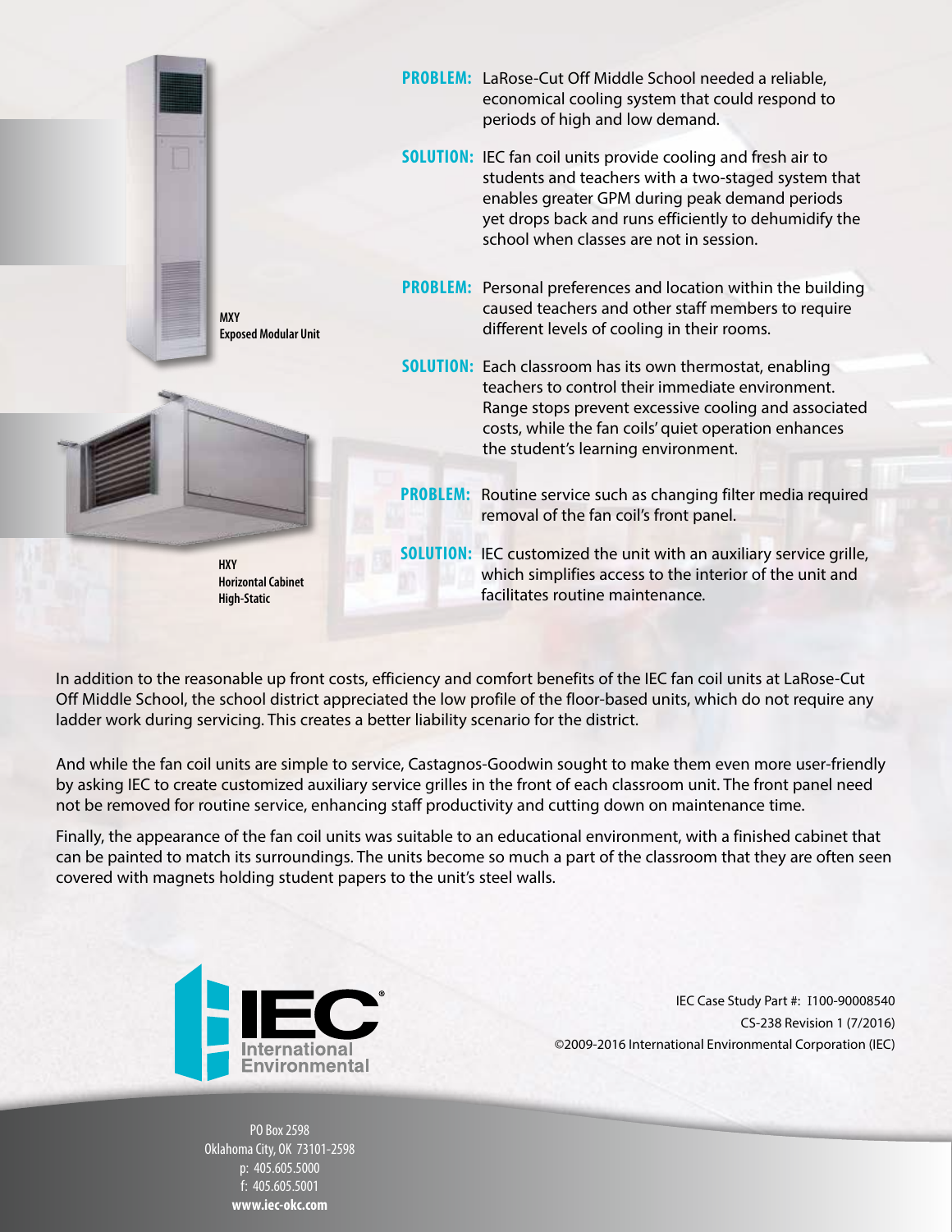MXY
Exposed Modular Unit

HXY
Horizontal Cabinet
High-Static

**PROBLEM:** LaRose-Cut Off Middle School needed a reliable, economical cooling system that could respond to periods of high and low demand.

**SOLUTION:** IEC fan coil units provide cooling and fresh air to students and teachers with a two-staged system that enables greater GPM during peak demand periods yet drops back and runs efficiently to dehumidify the school when classes are not in session.

**PROBLEM:** Personal preferences and location within the building caused teachers and other staff members to require different levels of cooling in their rooms.

**SOLUTION:** Each classroom has its own thermostat, enabling teachers to control their immediate environment. Range stops prevent excessive cooling and associated costs, while the fan coils' quiet operation enhances the student's learning environment.

**PROBLEM:** Routine service such as changing filter media required removal of the fan coil's front panel.

**SOLUTION:** IEC customized the unit with an auxiliary service grille, which simplifies access to the interior of the unit and facilitates routine maintenance.

In addition to the reasonable up front costs, efficiency and comfort benefits of the IEC fan coil units at LaRose-Cut Off Middle School, the school district appreciated the low profile of the floor-based units, which do not require any ladder work during servicing. This creates a better liability scenario for the district.

And while the fan coil units are simple to service, Castagnos-Goodwin sought to make them even more user-friendly by asking IEC to create customized auxiliary service grilles in the front of each classroom unit. The front panel need not be removed for routine service, enhancing staff productivity and cutting down on maintenance time.

Finally, the appearance of the fan coil units was suitable to an educational environment, with a finished cabinet that can be painted to match its surroundings. The units become so much a part of the classroom that they are often seen covered with magnets holding student papers to the unit's steel walls.

IEC International Environmental

IEC Case Study Part #: I100-90008540
CS-238 Revision 1 (7/2016)
©2009-2016 International Environmental Corporation (IEC)

PO Box 2598
Oklahoma City, OK 73101-2598
p: 405.605.5000
f: 405.605.5001
**www.iec-okc.com**